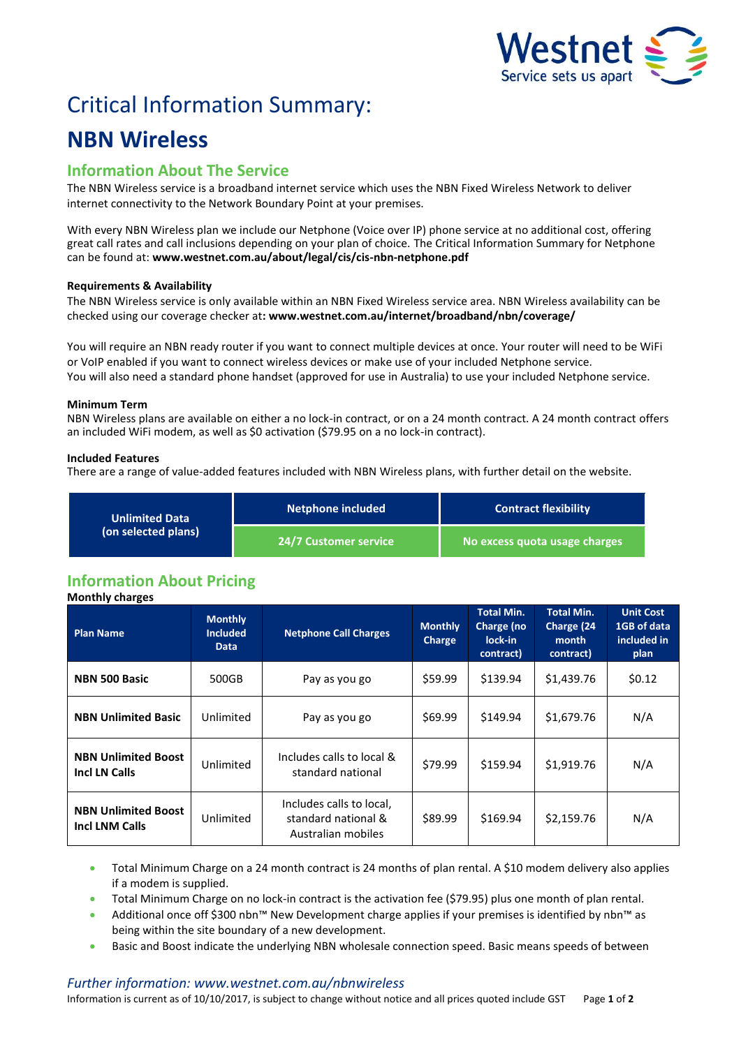Westnet
Service sets us apart

# Critical Information Summary:

# NBN Wireless

## Information About The Service

The NBN Wireless service is a broadband internet service which uses the NBN Fixed Wireless Network to deliver internet connectivity to the Network Boundary Point at your premises.

With every NBN Wireless plan we include our Netphone (Voice over IP) phone service at no additional cost, offering great call rates and call inclusions depending on your plan of choice. The Critical Information Summary for Netphone can be found at: **www.westnet.com.au/about/legal/cis/cis-nbn-netphone.pdf**

### Requirements & Availability

The NBN Wireless service is only available within an NBN Fixed Wireless service area. NBN Wireless availability can be checked using our coverage checker at**: www.westnet.com.au/internet/broadband/nbn/coverage/**

You will require an NBN ready router if you want to connect multiple devices at once. Your router will need to be WiFi or VoIP enabled if you want to connect wireless devices or make use of your included Netphone service.
You will also need a standard phone handset (approved for use in Australia) to use your included Netphone service.

### Minimum Term

NBN Wireless plans are available on either a no lock-in contract, or on a 24 month contract. A 24 month contract offers an included WiFi modem, as well as $0 activation ($79.95 on a no lock-in contract).

### Included Features

There are a range of value-added features included with NBN Wireless plans, with further detail on the website.

| Unlimited Data (on selected plans) | Netphone included | Contract flexibility |
|---|---|---|
| | 24/7 Customer service | No excess quota usage charges |

## Information About Pricing

**Monthly charges**

| Plan Name | Monthly Included Data | Netphone Call Charges | Monthly Charge | Total Min. Charge (no lock-in contract) | Total Min. Charge (24 month contract) | Unit Cost 1GB of data included in plan |
|---|---|---|---|---|---|---|
| **NBN 500 Basic** | 500GB | Pay as you go | $59.99 | $139.94 | $1,439.76 | $0.12 |
| **NBN Unlimited Basic** | Unlimited | Pay as you go | $69.99 | $149.94 | $1,679.76 | N/A |
| **NBN Unlimited Boost Incl LN Calls** | Unlimited | Includes calls to local & standard national | $79.99 | $159.94 | $1,919.76 | N/A |
| **NBN Unlimited Boost Incl LNM Calls** | Unlimited | Includes calls to local, standard national & Australian mobiles | $89.99 | $169.94 | $2,159.76 | N/A |

- Total Minimum Charge on a 24 month contract is 24 months of plan rental. A $10 modem delivery also applies if a modem is supplied.
- Total Minimum Charge on no lock-in contract is the activation fee ($79.95) plus one month of plan rental.
- Additional once off $300 nbn™ New Development charge applies if your premises is identified by nbn™ as being within the site boundary of a new development.
- Basic and Boost indicate the underlying NBN wholesale connection speed. Basic means speeds of between

*Further information: www.westnet.com.au/nbnwireless*

Information is current as of 10/10/2017, is subject to change without notice and all prices quoted include GST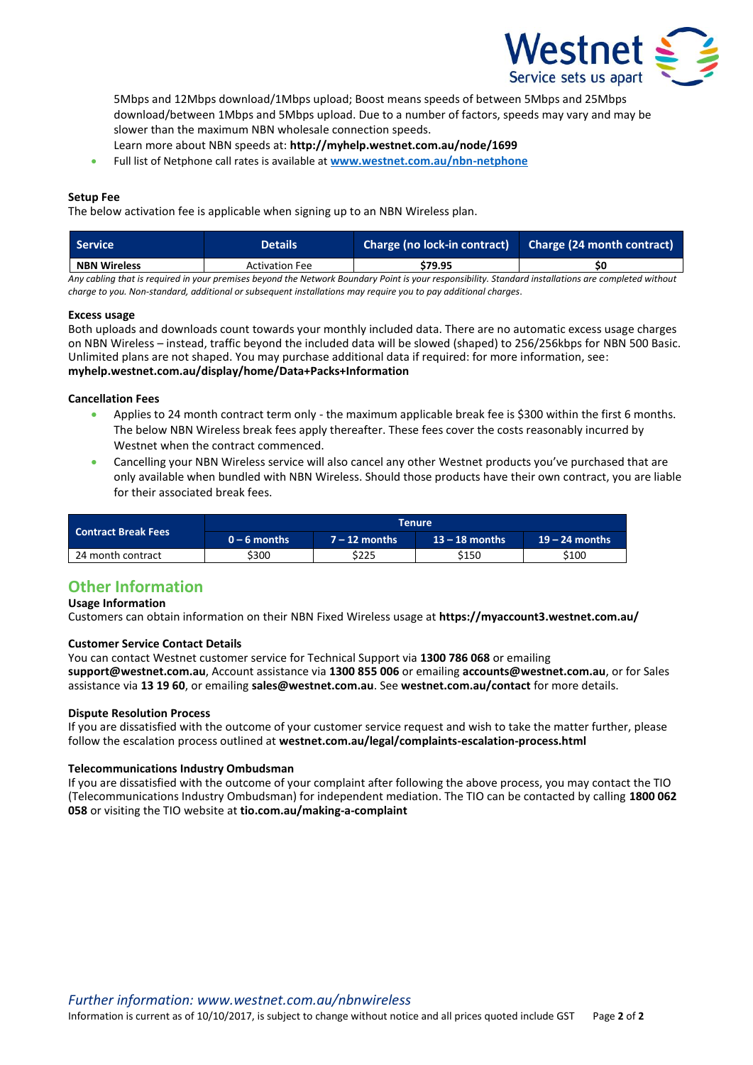5Mbps and 12Mbps download/1Mbps upload; Boost means speeds of between 5Mbps and 25Mbps download/between 1Mbps and 5Mbps upload. Due to a number of factors, speeds may vary and may be slower than the maximum NBN wholesale connection speeds.
Learn more about NBN speeds at: **http://myhelp.westnet.com.au/node/1699**

- Full list of Netphone call rates is available at **[www.westnet.com.au/nbn-netphone](www.westnet.com.au/nbn-netphone)**

**Setup Fee**
The below activation fee is applicable when signing up to an NBN Wireless plan.

| Service | Details | Charge (no lock-in contract) | Charge (24 month contract) |
|---|---|---|---|
| **NBN Wireless** | Activation Fee | **$79.95** | **$0** |

*Any cabling that is required in your premises beyond the Network Boundary Point is your responsibility. Standard installations are completed without charge to you. Non-standard, additional or subsequent installations may require you to pay additional charges.*

**Excess usage**
Both uploads and downloads count towards your monthly included data. There are no automatic excess usage charges on NBN Wireless – instead, traffic beyond the included data will be slowed (shaped) to 256/256kbps for NBN 500 Basic. Unlimited plans are not shaped. You may purchase additional data if required: for more information, see: **myhelp.westnet.com.au/display/home/Data+Packs+Information**

**Cancellation Fees**

- Applies to 24 month contract term only - the maximum applicable break fee is $300 within the first 6 months. The below NBN Wireless break fees apply thereafter. These fees cover the costs reasonably incurred by Westnet when the contract commenced.
- Cancelling your NBN Wireless service will also cancel any other Westnet products you've purchased that are only available when bundled with NBN Wireless. Should those products have their own contract, you are liable for their associated break fees.

| Contract Break Fees | Tenure | | | |
|---|---|---|---|---|
| | 0 – 6 months | 7 – 12 months | 13 – 18 months | 19 – 24 months |
| 24 month contract | $300 | $225 | $150 | $100 |

## Other Information

**Usage Information**
Customers can obtain information on their NBN Fixed Wireless usage at **https://myaccount3.westnet.com.au/**

**Customer Service Contact Details**
You can contact Westnet customer service for Technical Support via **1300 786 068** or emailing **support@westnet.com.au**, Account assistance via **1300 855 006** or emailing **accounts@westnet.com.au**, or for Sales assistance via **13 19 60**, or emailing **sales@westnet.com.au**. See **westnet.com.au/contact** for more details.

**Dispute Resolution Process**
If you are dissatisfied with the outcome of your customer service request and wish to take the matter further, please follow the escalation process outlined at **westnet.com.au/legal/complaints-escalation-process.html**

**Telecommunications Industry Ombudsman**
If you are dissatisfied with the outcome of your complaint after following the above process, you may contact the TIO (Telecommunications Industry Ombudsman) for independent mediation. The TIO can be contacted by calling **1800 062 058** or visiting the TIO website at **tio.com.au/making-a-complaint**

*Further information: www.westnet.com.au/nbnwireless*
Information is current as of 10/10/2017, is subject to change without notice and all prices quoted include GST